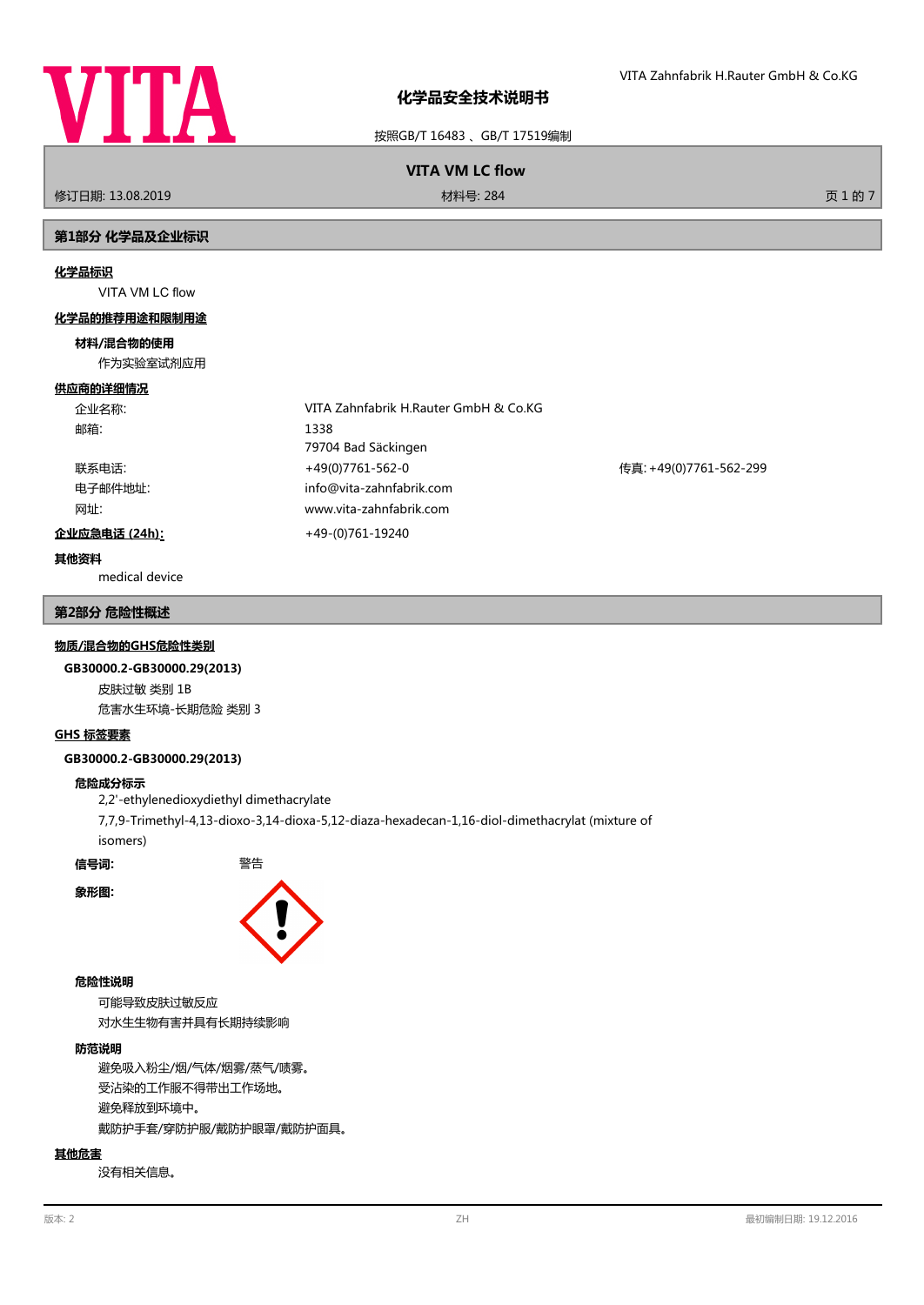# 化学品安全技术说明书

按照GB/T 16483 、GB/T 17519编制

**VITA VM LC flow**

修订日期: 13.08.2019 | 材料号: 284

## 第1部分 化学品及企业标识

**化学品标识**

VITA VM LC flow

**化学品的推荐用途和限制用途**

**材料/混合物的使用**

作为实验室试剂应用

**供应商的详细情况**

| | | |
|---|---|---|
| 企业名称: | VITA Zahnfabrik H.Rauter GmbH & Co.KG | |
| 邮箱: | 1338<br>79704 Bad Säckingen | |
| 联系电话: | +49(0)7761-562-0 | 传真: +49(0)7761-562-299 |
| 电子邮件地址: | info@vita-zahnfabrik.com | |
| 网址: | www.vita-zahnfabrik.com | |
| **企业应急电话 (24h):** | +49-(0)761-19240 | |

**其他资料**

medical device

## 第2部分 危险性概述

**物质/混合物的GHS危险性类别**

**GB30000.2-GB30000.29(2013)**

皮肤过敏 类别 1B

危害水生环境-长期危险 类别 3

**GHS 标签要素**

**GB30000.2-GB30000.29(2013)**

**危险成分标示**

2,2'-ethylenedioxydiethyl dimethacrylate

7,7,9-Trimethyl-4,13-dioxo-3,14-dioxa-5,12-diaza-hexadecan-1,16-diol-dimethacrylat (mixture of isomers)

**信号词:** 警告

**象形图:**

**危险性说明**

可能导致皮肤过敏反应

对水生生物有害并具有长期持续影响

**防范说明**

避免吸入粉尘/烟/气体/烟雾/蒸气/喷雾。

受沾染的工作服不得带出工作场地。

避免释放到环境中。

戴防护手套/穿防护服/戴防护眼罩/戴防护面具。

**其他危害**

没有相关信息。

版本: 2 | ZH | 最初编制日期: 19.12.2016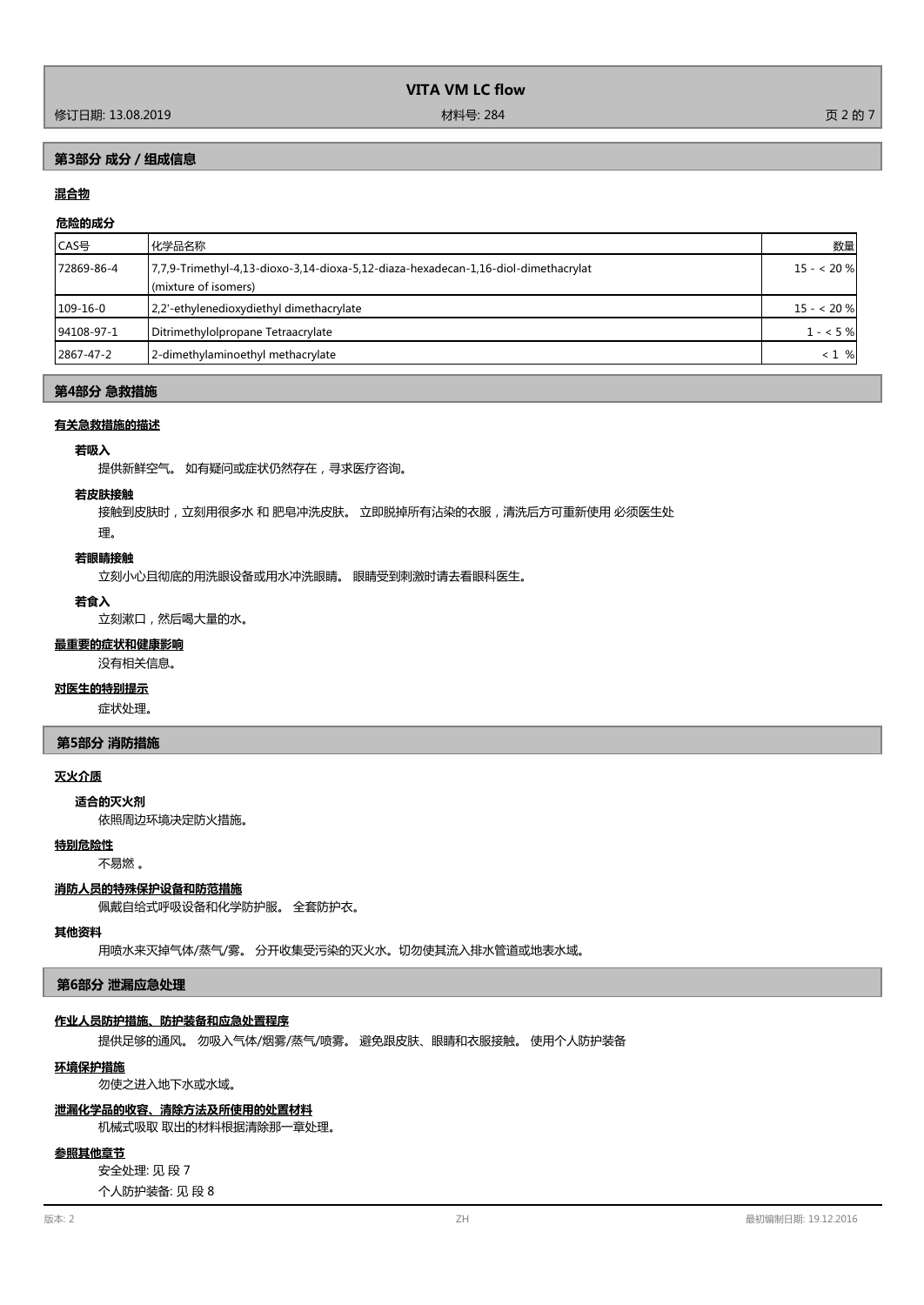## 第3部分 成分 / 组成信息

### 混合物

#### 危险的成分

| CAS号 | 化学品名称 | 数量 |
|---|---|---|
| 72869-86-4 | 7,7,9-Trimethyl-4,13-dioxo-3,14-dioxa-5,12-diaza-hexadecan-1,16-diol-dimethacrylat (mixture of isomers) | 15 - < 20 % |
| 109-16-0 | 2,2'-ethylenedioxydiethyl dimethacrylate | 15 - < 20 % |
| 94108-97-1 | Ditrimethylolpropane Tetraacrylate | 1 - < 5 % |
| 2867-47-2 | 2-dimethylaminoethyl methacrylate | < 1 % |

## 第4部分 急救措施

### 有关急救措施的描述

**若吸入**

提供新鲜空气。 如有疑问或症状仍然存在，寻求医疗咨询。

**若皮肤接触**

接触到皮肤时，立刻用很多水 和 肥皂冲洗皮肤。 立即脱掉所有沾染的衣服，清洗后方可重新使用 必须医生处理。

**若眼睛接触**

立刻小心且彻底的用洗眼设备或用水冲洗眼睛。 眼睛受到刺激时请去看眼科医生。

**若食入**

立刻漱口，然后喝大量的水。

### 最重要的症状和健康影响

没有相关信息。

### 对医生的特别提示

症状处理。

## 第5部分 消防措施

### 灭火介质

**适合的灭火剂**

依照周边环境决定防火措施。

### 特别危险性

不易燃 。

### 消防人员的特殊保护设备和防范措施

佩戴自给式呼吸设备和化学防护服。 全套防护衣。

### 其他资料

用喷水来灭掉气体/蒸气/雾。 分开收集受污染的灭火水。切勿使其流入排水管道或地表水域。

## 第6部分 泄漏应急处理

### 作业人员防护措施、防护装备和应急处置程序

提供足够的通风。 勿吸入气体/烟雾/蒸气/喷雾。 避免跟皮肤、眼睛和衣服接触。 使用个人防护装备

### 环境保护措施

勿使之进入地下水或水域。

### 泄漏化学品的收容、清除方法及所使用的处置材料

机械式吸取 取出的材料根据清除那一章处理。

### 参照其他章节

安全处理: 见 段 7

个人防护装备: 见 段 8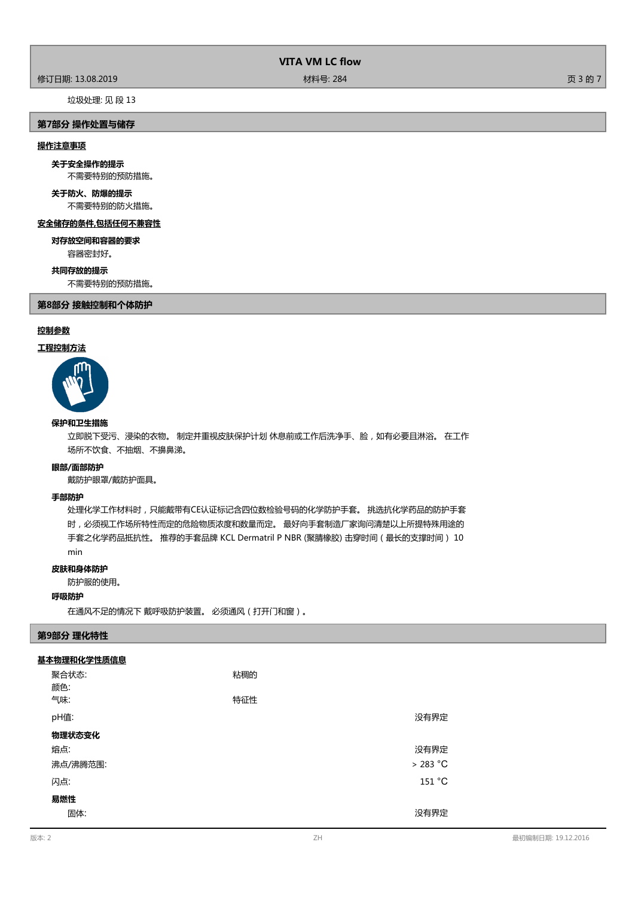垃圾处理: 见 段 13

## 第7部分 操作处置与储存

### 操作注意事项

**关于安全操作的提示**

不需要特别的预防措施。

**关于防火、防爆的提示**

不需要特别的防火措施。

### 安全储存的条件,包括任何不兼容性

**对存放空间和容器的要求**

容器密封好。

**共同存放的提示**

不需要特别的预防措施。

## 第8部分 接触控制和个体防护

### 控制参数

### 工程控制方法

**保护和卫生措施**

立即脱下受污、浸染的衣物。 制定并重视皮肤保护计划 休息前或工作后洗净手、脸，如有必要且淋浴。 在工作场所不饮食、不抽烟、不擤鼻涕。

**眼部/面部防护**

戴防护眼罩/戴防护面具。

**手部防护**

处理化学工作材料时，只能戴带有CE认证标记含四位数检验号码的化学防护手套。 挑选抗化学药品的防护手套时，必须视工作场所特性而定的危险物质浓度和数量而定。 最好向手套制造厂家询问清楚以上所提特殊用途的手套之化学药品抵抗性。 推荐的手套品牌 KCL Dermatril P NBR (聚腈橡胶) 击穿时间（最长的支撑时间） 10 min

**皮肤和身体防护**

防护服的使用。

**呼吸防护**

在通风不足的情况下 戴呼吸防护装置。 必须通风（打开门和窗）。

## 第9部分 理化特性

### 基本物理和化学性质信息

| | | |
|---|---|---|
| 聚合状态: | 粘稠的 | |
| 颜色: | | |
| 气味: | 特征性 | |
| pH值: | | 没有界定 |
| **物理状态变化** | | |
| 熔点: | | 没有界定 |
| 沸点/沸腾范围: | | > 283 °C |
| 闪点: | | 151 °C |
| **易燃性** | | |
| 固体: | | 没有界定 |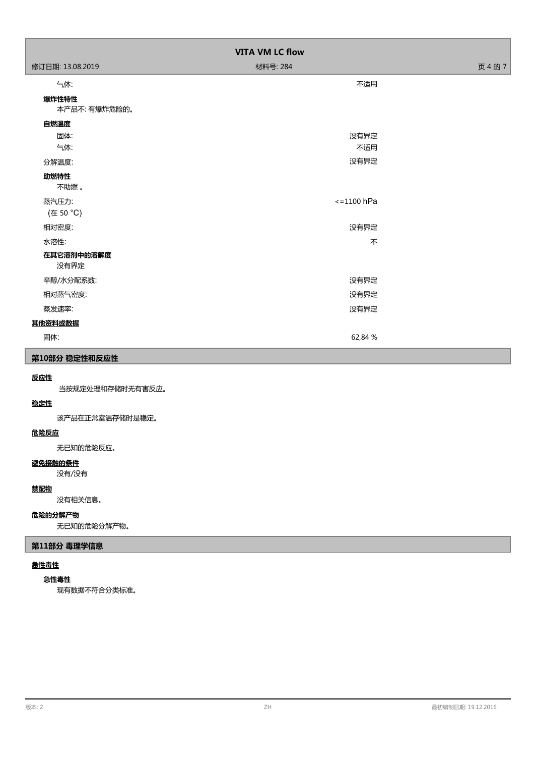| | |
|---|---|
| 气体: | 不适用 |

**爆炸性特性**

本产品不: 有爆炸危险的。

**自燃温度**

| | |
|---|---|
| 固体: | 没有界定 |
| 气体: | 不适用 |
| 分解温度: | 没有界定 |

**助燃特性**

不助燃 。

| | |
|---|---|
| 蒸汽压力:<br>(在 50 °C) | <=1100 hPa |
| 相对密度: | 没有界定 |
| 水溶性: | 不 |

**在其它溶剂中的溶解度**

没有界定

| | |
|---|---|
| 辛醇/水分配系数: | 没有界定 |
| 相对蒸气密度: | 没有界定 |
| 蒸发速率: | 没有界定 |

**其他资料或数据**

| | |
|---|---|
| 固体: | 62,84 % |

## 第10部分 稳定性和反应性

**反应性**

当按规定处理和存储时无有害反应。

**稳定性**

该产品在正常室温存储时是稳定。

**危险反应**

无已知的危险反应。

**避免接触的条件**

没有/没有

**禁配物**

没有相关信息。

**危险的分解产物**

无已知的危险分解产物。

## 第11部分 毒理学信息

**急性毒性**

**急性毒性**

现有数据不符合分类标准。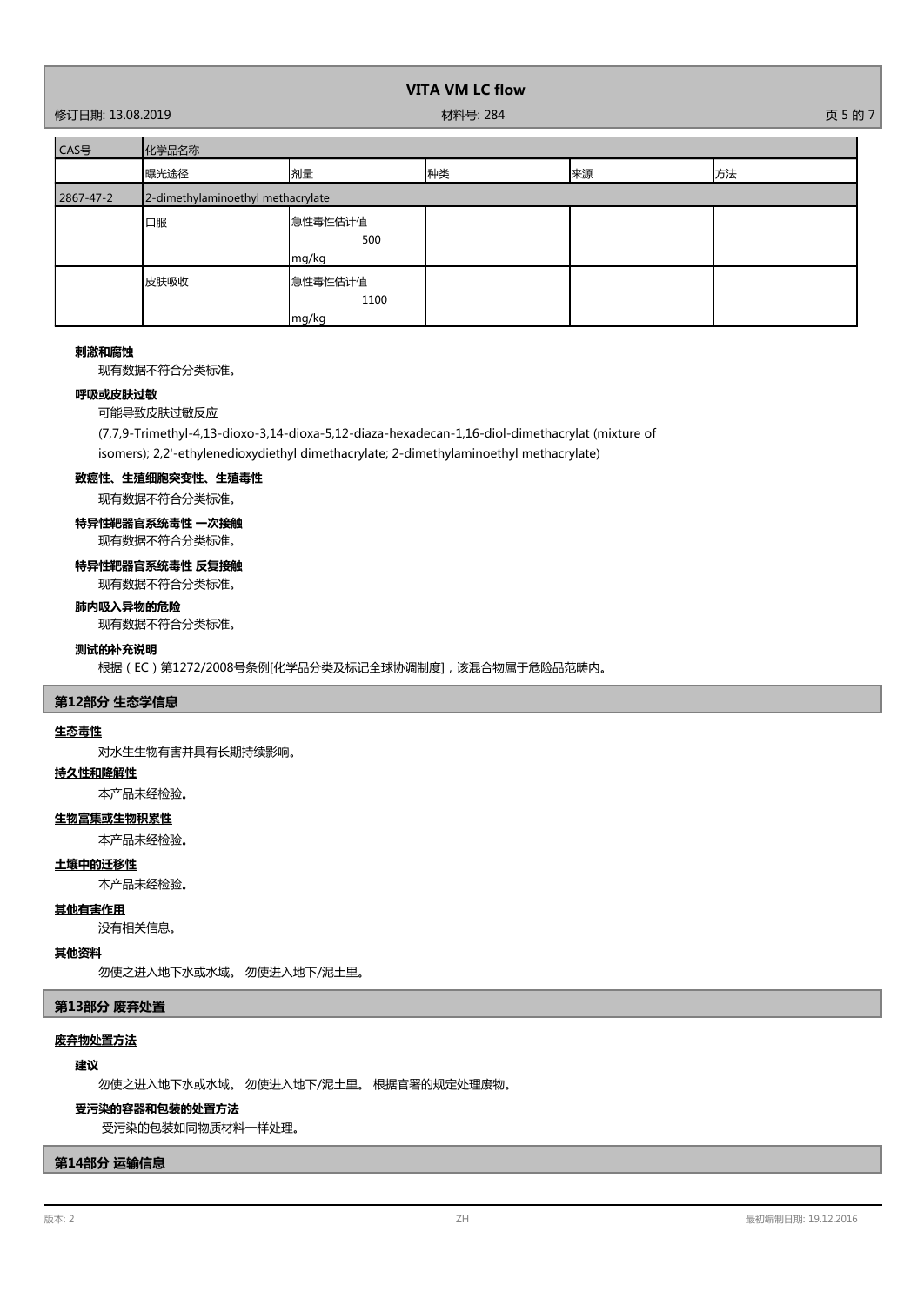| CAS号 | 化学品名称 | | | | |
|---|---|---|---|---|---|
| | 曝光途径 | 剂量 | 种类 | 来源 | 方法 |
| 2867-47-2 | 2-dimethylaminoethyl methacrylate | | | | |
| | 口服 | 急性毒性估计值 500 mg/kg | | | |
| | 皮肤吸收 | 急性毒性估计值 1100 mg/kg | | | |

**刺激和腐蚀**

现有数据不符合分类标准。

**呼吸或皮肤过敏**

可能导致皮肤过敏反应

(7,7,9-Trimethyl-4,13-dioxo-3,14-dioxa-5,12-diaza-hexadecan-1,16-diol-dimethacrylat (mixture of isomers); 2,2'-ethylenedioxydiethyl dimethacrylate; 2-dimethylaminoethyl methacrylate)

**致癌性、生殖细胞突变性、生殖毒性**

现有数据不符合分类标准。

**特异性靶器官系统毒性 一次接触**

现有数据不符合分类标准。

**特异性靶器官系统毒性 反复接触**

现有数据不符合分类标准。

**肺内吸入异物的危险**

现有数据不符合分类标准。

**测试的补充说明**

根据（EC）第1272/2008号条例[化学品分类及标记全球协调制度]，该混合物属于危险品范畴内。

## 第12部分 生态学信息

**生态毒性**

对水生生物有害并具有长期持续影响。

**持久性和降解性**

本产品未经检验。

**生物富集或生物积累性**

本产品未经检验。

**土壤中的迁移性**

本产品未经检验。

**其他有害作用**

没有相关信息。

**其他资料**

勿使之进入地下水或水域。 勿使进入地下/泥土里。

## 第13部分 废弃处置

**废弃物处置方法**

**建议**

勿使之进入地下水或水域。 勿使进入地下/泥土里。 根据官署的规定处理废物。

**受污染的容器和包装的处置方法**

受污染的包装如同物质材料一样处理。

## 第14部分 运输信息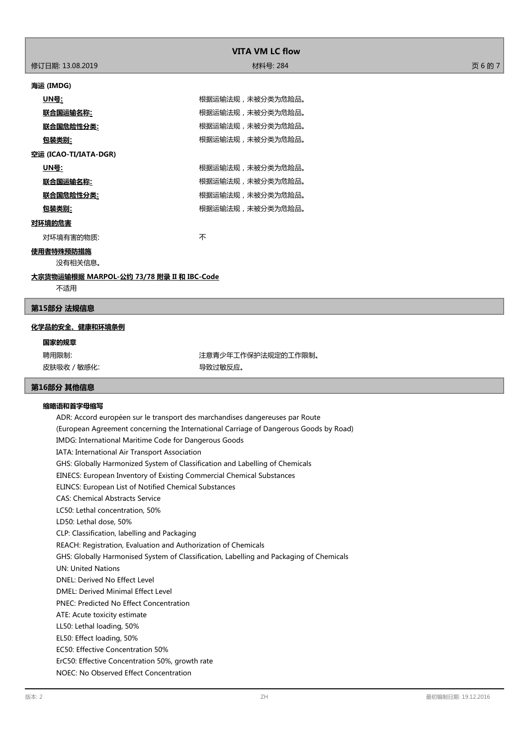**海运 (IMDG)**

| | |
|---|---|
| **UN号:** | 根据运输法规，未被分类为危险品。 |
| **联合国运输名称:** | 根据运输法规，未被分类为危险品。 |
| **联合国危险性分类:** | 根据运输法规，未被分类为危险品。 |
| **包装类别:** | 根据运输法规，未被分类为危险品。 |

**空运 (ICAO-TI/IATA-DGR)**

| | |
|---|---|
| **UN号:** | 根据运输法规，未被分类为危险品。 |
| **联合国运输名称:** | 根据运输法规，未被分类为危险品。 |
| **联合国危险性分类:** | 根据运输法规，未被分类为危险品。 |
| **包装类别:** | 根据运输法规，未被分类为危险品。 |

**对环境的危害**

对环境有害的物质: 不

**使用者特殊预防措施**

没有相关信息。

**大宗货物运输根据 MARPOL-公约 73/78 附录 II 和 IBC-Code**

不适用

## 第15部分 法规信息

**化学品的安全、健康和环境条例**

**国家的规章**

| | |
|---|---|
| 聘用限制: | 注意青少年工作保护法规定的工作限制。 |
| 皮肤吸收 / 敏感化: | 导致过敏反应。 |

## 第16部分 其他信息

**缩略语和首字母缩写**

ADR: Accord européen sur le transport des marchandises dangereuses par Route
(European Agreement concerning the International Carriage of Dangerous Goods by Road)
IMDG: International Maritime Code for Dangerous Goods
IATA: International Air Transport Association
GHS: Globally Harmonized System of Classification and Labelling of Chemicals
EINECS: European Inventory of Existing Commercial Chemical Substances
ELINCS: European List of Notified Chemical Substances
CAS: Chemical Abstracts Service
LC50: Lethal concentration, 50%
LD50: Lethal dose, 50%
CLP: Classification, labelling and Packaging
REACH: Registration, Evaluation and Authorization of Chemicals
GHS: Globally Harmonised System of Classification, Labelling and Packaging of Chemicals
UN: United Nations
DNEL: Derived No Effect Level
DMEL: Derived Minimal Effect Level
PNEC: Predicted No Effect Concentration
ATE: Acute toxicity estimate
LL50: Lethal loading, 50%
EL50: Effect loading, 50%
EC50: Effective Concentration 50%
ErC50: Effective Concentration 50%, growth rate
NOEC: No Observed Effect Concentration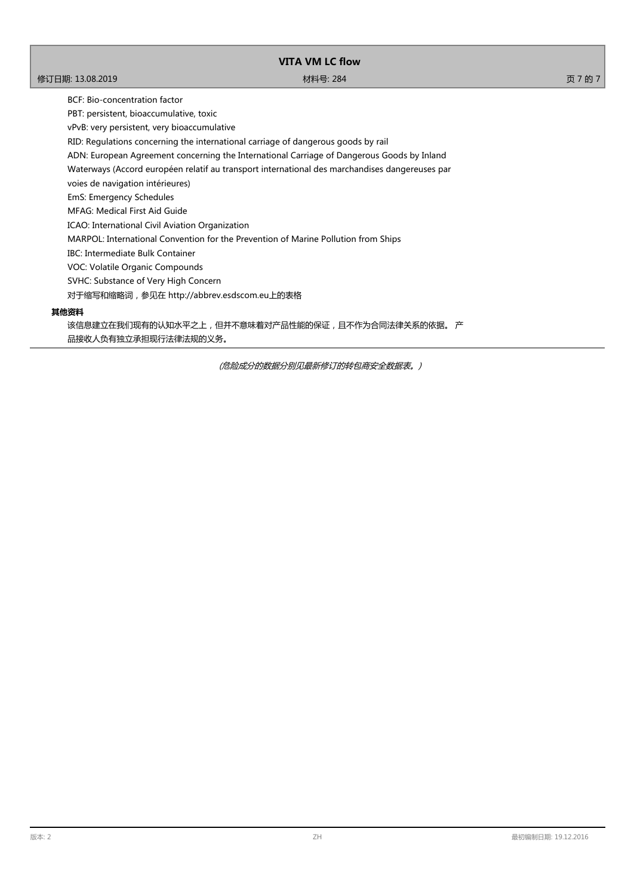BCF: Bio-concentration factor

PBT: persistent, bioaccumulative, toxic

vPvB: very persistent, very bioaccumulative

RID: Regulations concerning the international carriage of dangerous goods by rail

ADN: European Agreement concerning the International Carriage of Dangerous Goods by Inland Waterways (Accord européen relatif au transport international des marchandises dangereuses par voies de navigation intérieures)

EmS: Emergency Schedules

MFAG: Medical First Aid Guide

ICAO: International Civil Aviation Organization

MARPOL: International Convention for the Prevention of Marine Pollution from Ships

IBC: Intermediate Bulk Container

VOC: Volatile Organic Compounds

SVHC: Substance of Very High Concern

对于缩写和缩略词，参见在 http://abbrev.esdscom.eu上的表格

**其他资料**

该信息建立在我们现有的认知水平之上，但并不意味着对产品性能的保证，且不作为合同法律关系的依据。 产品接收人负有独立承担现行法律法规的义务。

*(危险成分的数据分别见最新修订的转包商安全数据表。)*